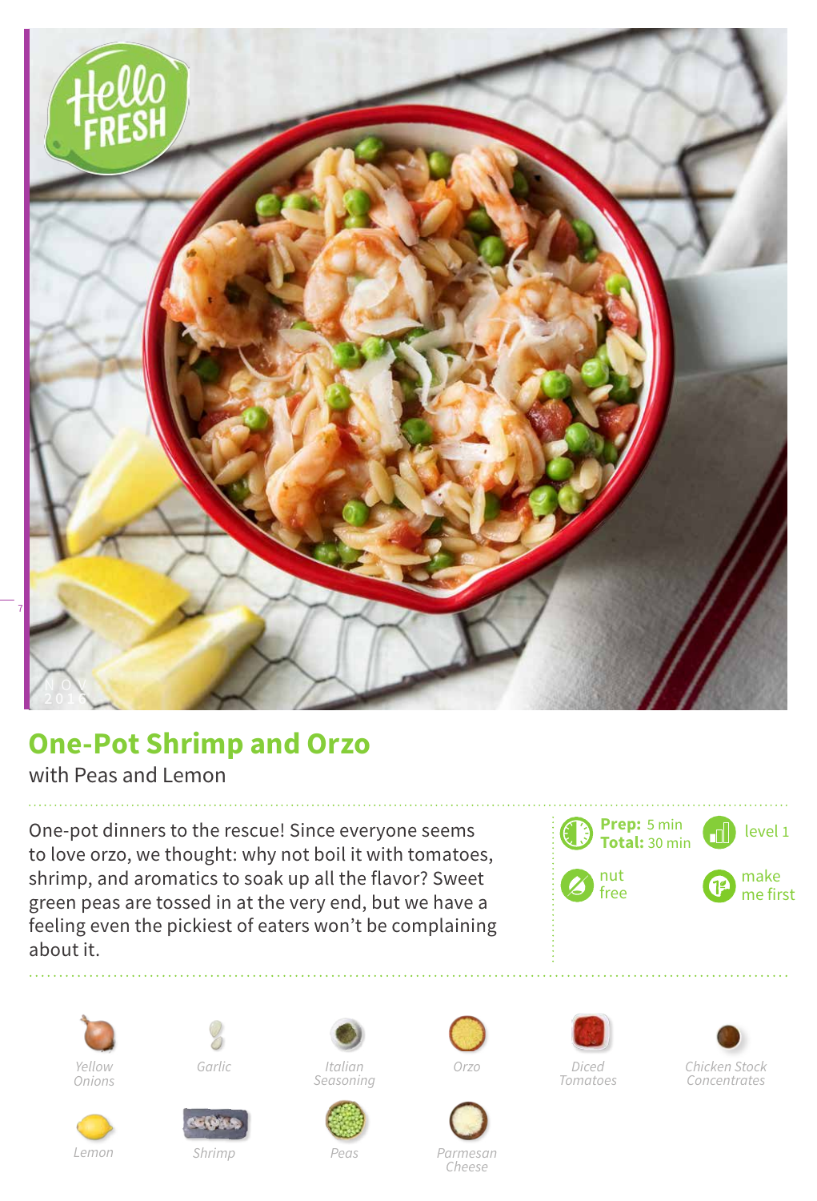# One-Pot Shrimp and Orzo

with Peas and Lemon

One-pot dinners to the rescue! Since everyone seems to love orzo, we thought: why not boil it with tomatoes, shrimp, and aromatics to soak up all the flavor? Sweet green peas are tossed in at the very end, but we have a feeling even the pickiest of eaters won't be complaining about it.

**Prep:** 5 min
**Total:** 30 min

level 1

nut free

make me first

- Yellow Onions
- Garlic
- Italian Seasoning
- Orzo
- Diced Tomatoes
- Chicken Stock Concentrates
- Lemon
- Shrimp
- Peas
- Parmesan Cheese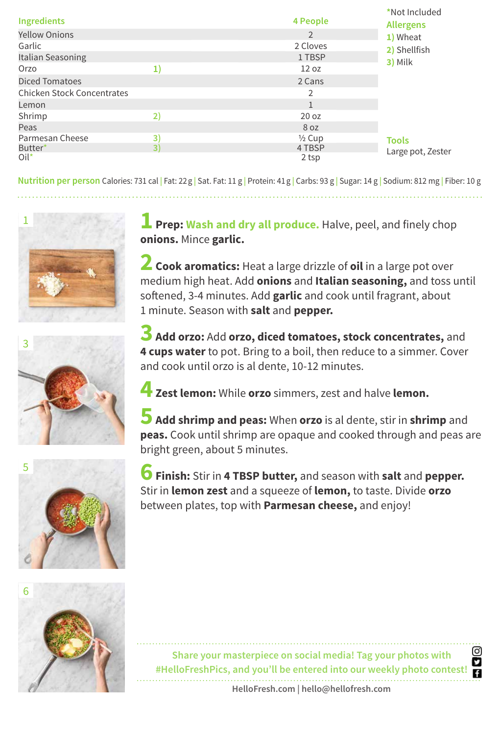| Ingredients | | 4 People |
|---|---|---|
| Yellow Onions | | 2 |
| Garlic | | 2 Cloves |
| Italian Seasoning | | 1 TBSP |
| Orzo | 1) | 12 oz |
| Diced Tomatoes | | 2 Cans |
| Chicken Stock Concentrates | | 2 |
| Lemon | | 1 |
| Shrimp | 2) | 20 oz |
| Peas | | 8 oz |
| Parmesan Cheese | 3) | ½ Cup |
| Butter* | 3) | 4 TBSP |
| Oil* | | 2 tsp |

*Not Included

**Allergens**

1) Wheat
2) Shellfish
3) Milk

**Tools**

Large pot, Zester

**Nutrition per person** Calories: 731 cal | Fat: 22 g | Sat. Fat: 11 g | Protein: 41 g | Carbs: 93 g | Sugar: 14 g | Sodium: 812 mg | Fiber: 10 g

**1 Prep: Wash and dry all produce.** Halve, peel, and finely chop **onions.** Mince **garlic.**

**2 Cook aromatics:** Heat a large drizzle of **oil** in a large pot over medium high heat. Add **onions** and **Italian seasoning,** and toss until softened, 3-4 minutes. Add **garlic** and cook until fragrant, about 1 minute. Season with **salt** and **pepper.**

**3 Add orzo:** Add **orzo, diced tomatoes, stock concentrates,** and **4 cups water** to pot. Bring to a boil, then reduce to a simmer. Cover and cook until orzo is al dente, 10-12 minutes.

**4 Zest lemon:** While **orzo** simmers, zest and halve **lemon.**

**5 Add shrimp and peas:** When **orzo** is al dente, stir in **shrimp** and **peas.** Cook until shrimp are opaque and cooked through and peas are bright green, about 5 minutes.

**6 Finish:** Stir in **4 TBSP butter,** and season with **salt** and **pepper.** Stir in **lemon zest** and a squeeze of **lemon,** to taste. Divide **orzo** between plates, top with **Parmesan cheese,** and enjoy!

Share your masterpiece on social media! Tag your photos with #HelloFreshPics, and you'll be entered into our weekly photo contest!

HelloFresh.com | hello@hellofresh.com